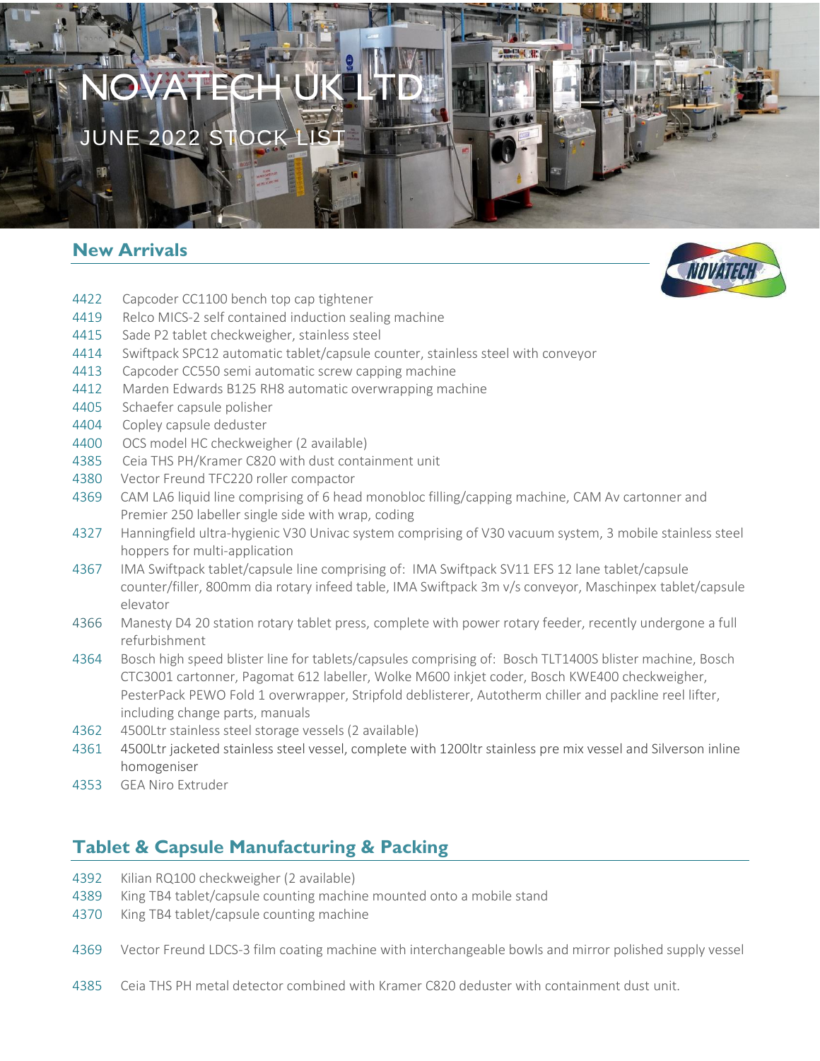# NOVATECH UK LTD

## JUNE 2022 STOCK LIST

## New Arrivals

4422 Capcoder CC1100 bench top cap tightener
4419 Relco MICS-2 self contained induction sealing machine
4415 Sade P2 tablet checkweigher, stainless steel
4414 Swiftpack SPC12 automatic tablet/capsule counter, stainless steel with conveyor
4413 Capcoder CC550 semi automatic screw capping machine
4412 Marden Edwards B125 RH8 automatic overwrapping machine
4405 Schaefer capsule polisher
4404 Copley capsule deduster
4400 OCS model HC checkweigher (2 available)
4385 Ceia THS PH/Kramer C820 with dust containment unit
4380 Vector Freund TFC220 roller compactor
4369 CAM LA6 liquid line comprising of 6 head monobloc filling/capping machine, CAM Av cartonner and Premier 250 labeller single side with wrap, coding
4327 Hanningfield ultra-hygienic V30 Univac system comprising of V30 vacuum system, 3 mobile stainless steel hoppers for multi-application
4367 IMA Swiftpack tablet/capsule line comprising of: IMA Swiftpack SV11 EFS 12 lane tablet/capsule counter/filler, 800mm dia rotary infeed table, IMA Swiftpack 3m v/s conveyor, Maschinpex tablet/capsule elevator
4366 Manesty D4 20 station rotary tablet press, complete with power rotary feeder, recently undergone a full refurbishment
4364 Bosch high speed blister line for tablets/capsules comprising of: Bosch TLT1400S blister machine, Bosch CTC3001 cartonner, Pagomat 612 labeller, Wolke M600 inkjet coder, Bosch KWE400 checkweigher, PesterPack PEWO Fold 1 overwrapper, Stripfold deblisterer, Autotherm chiller and packline reel lifter, including change parts, manuals
4362 4500Ltr stainless steel storage vessels (2 available)
4361 4500Ltr jacketed stainless steel vessel, complete with 1200ltr stainless pre mix vessel and Silverson inline homogeniser
4353 GEA Niro Extruder

## Tablet & Capsule Manufacturing & Packing

4392 Kilian RQ100 checkweigher (2 available)
4389 King TB4 tablet/capsule counting machine mounted onto a mobile stand
4370 King TB4 tablet/capsule counting machine

4369 Vector Freund LDCS-3 film coating machine with interchangeable bowls and mirror polished supply vessel

4385 Ceia THS PH metal detector combined with Kramer C820 deduster with containment dust unit.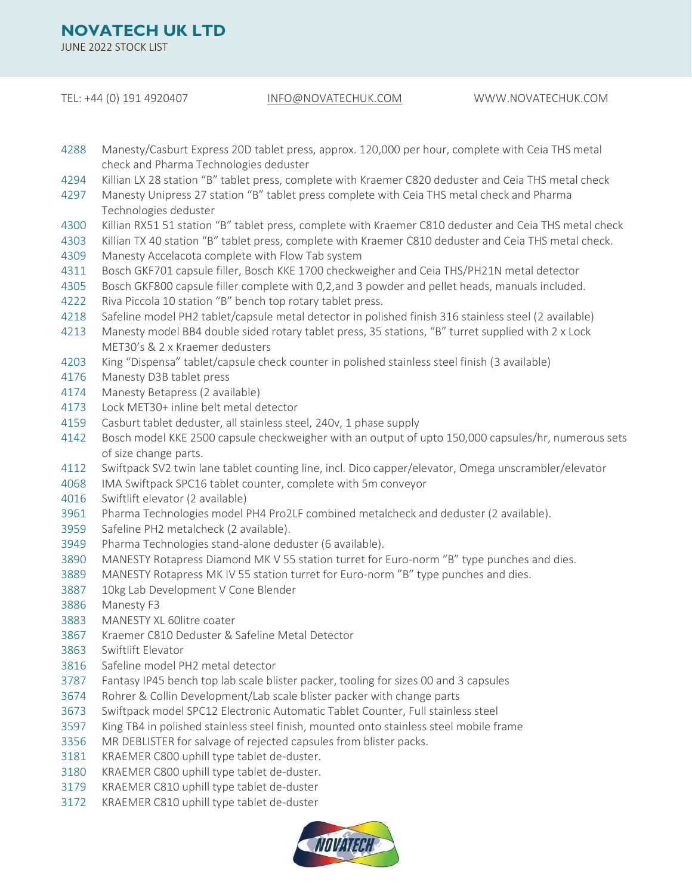# NOVATECH UK LTD

JUNE 2022 STOCK LIST

TEL: +44 (0) 191 4920407 INFO@NOVATECHUK.COM WWW.NOVATECHUK.COM

| | |
|---|---|
| 4288 | Manesty/Casburt Express 20D tablet press, approx. 120,000 per hour, complete with Ceia THS metal check and Pharma Technologies deduster |
| 4294 | Killian LX 28 station "B" tablet press, complete with Kraemer C820 deduster and Ceia THS metal check |
| 4297 | Manesty Unipress 27 station "B" tablet press complete with Ceia THS metal check and Pharma Technologies deduster |
| 4300 | Killian RX51 51 station "B" tablet press, complete with Kraemer C810 deduster and Ceia THS metal check |
| 4303 | Killian TX 40 station "B" tablet press, complete with Kraemer C810 deduster and Ceia THS metal check. |
| 4309 | Manesty Accelacota complete with Flow Tab system |
| 4311 | Bosch GKF701 capsule filler, Bosch KKE 1700 checkweigher and Ceia THS/PH21N metal detector |
| 4305 | Bosch GKF800 capsule filler complete with 0,2,and 3 powder and pellet heads, manuals included. |
| 4222 | Riva Piccola 10 station "B" bench top rotary tablet press. |
| 4218 | Safeline model PH2 tablet/capsule metal detector in polished finish 316 stainless steel (2 available) |
| 4213 | Manesty model BB4 double sided rotary tablet press, 35 stations, "B" turret supplied with 2 x Lock MET30's & 2 x Kraemer dedusters |
| 4203 | King "Dispensa" tablet/capsule check counter in polished stainless steel finish (3 available) |
| 4176 | Manesty D3B tablet press |
| 4174 | Manesty Betapress (2 available) |
| 4173 | Lock MET30+ inline belt metal detector |
| 4159 | Casburt tablet deduster, all stainless steel, 240v, 1 phase supply |
| 4142 | Bosch model KKE 2500 capsule checkweigher with an output of upto 150,000 capsules/hr, numerous sets of size change parts. |
| 4112 | Swiftpack SV2 twin lane tablet counting line, incl. Dico capper/elevator, Omega unscrambler/elevator |
| 4068 | IMA Swiftpack SPC16 tablet counter, complete with 5m conveyor |
| 4016 | Swiftlift elevator (2 available) |
| 3961 | Pharma Technologies model PH4 Pro2LF combined metalcheck and deduster (2 available). |
| 3959 | Safeline PH2 metalcheck (2 available). |
| 3949 | Pharma Technologies stand-alone deduster (6 available). |
| 3890 | MANESTY Rotapress Diamond MK V 55 station turret for Euro-norm "B" type punches and dies. |
| 3889 | MANESTY Rotapress MK IV 55 station turret for Euro-norm "B" type punches and dies. |
| 3887 | 10kg Lab Development V Cone Blender |
| 3886 | Manesty F3 |
| 3883 | MANESTY XL 60litre coater |
| 3867 | Kraemer C810 Deduster & Safeline Metal Detector |
| 3863 | Swiftlift Elevator |
| 3816 | Safeline model PH2 metal detector |
| 3787 | Fantasy IP45 bench top lab scale blister packer, tooling for sizes 00 and 3 capsules |
| 3674 | Rohrer & Collin Development/Lab scale blister packer with change parts |
| 3673 | Swiftpack model SPC12 Electronic Automatic Tablet Counter, Full stainless steel |
| 3597 | King TB4 in polished stainless steel finish, mounted onto stainless steel mobile frame |
| 3356 | MR DEBLISTER for salvage of rejected capsules from blister packs. |
| 3181 | KRAEMER C800 uphill type tablet de-duster. |
| 3180 | KRAEMER C800 uphill type tablet de-duster. |
| 3179 | KRAEMER C810 uphill type tablet de-duster |
| 3172 | KRAEMER C810 uphill type tablet de-duster |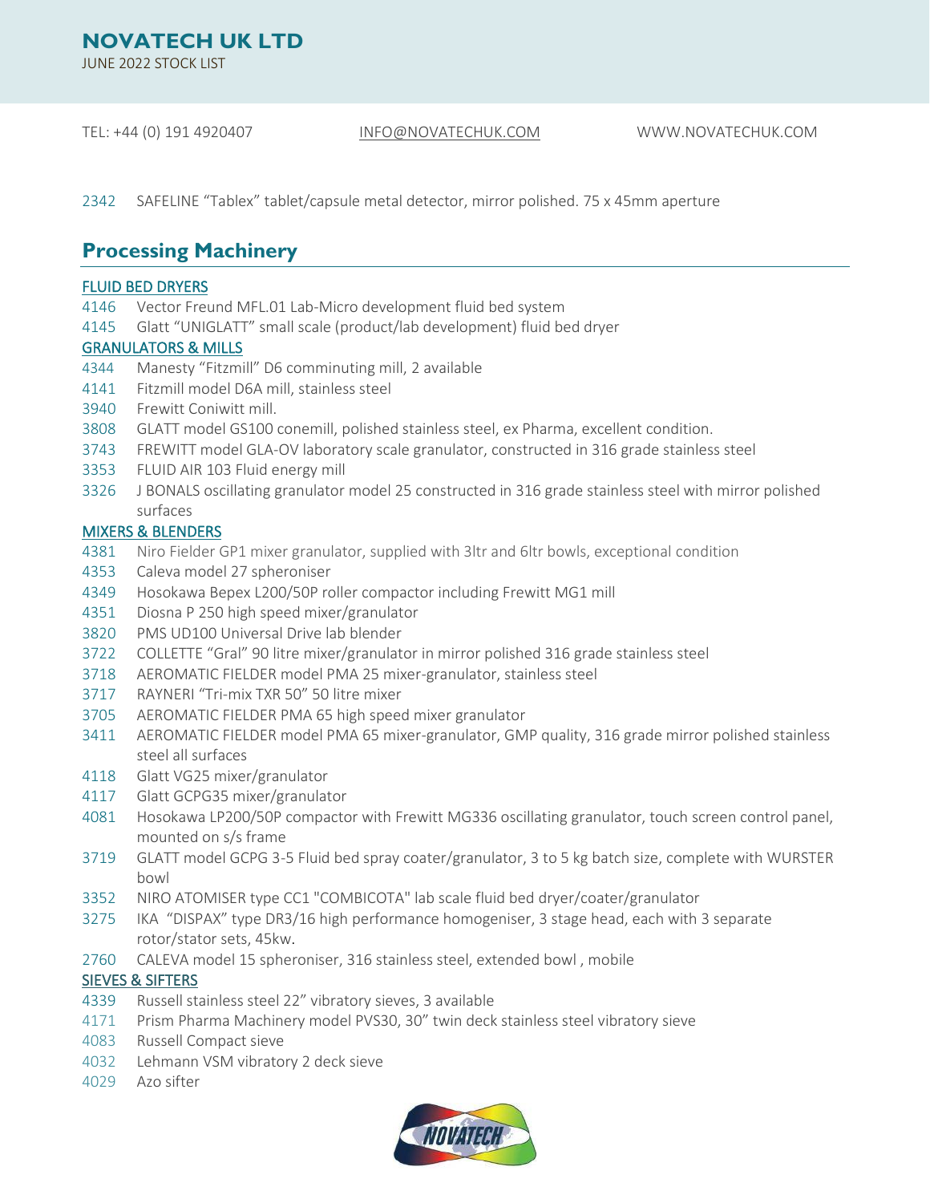2342 SAFELINE “Tablex” tablet/capsule metal detector, mirror polished. 75 x 45mm aperture

## Processing Machinery

### FLUID BED DRYERS

- 4146 Vector Freund MFL.01 Lab-Micro development fluid bed system
- 4145 Glatt “UNIGLATT” small scale (product/lab development) fluid bed dryer

### GRANULATORS & MILLS

- 4344 Manesty “Fitzmill” D6 comminuting mill, 2 available
- 4141 Fitzmill model D6A mill, stainless steel
- 3940 Frewitt Coniwitt mill.
- 3808 GLATT model GS100 conemill, polished stainless steel, ex Pharma, excellent condition.
- 3743 FREWITT model GLA-OV laboratory scale granulator, constructed in 316 grade stainless steel
- 3353 FLUID AIR 103 Fluid energy mill
- 3326 J BONALS oscillating granulator model 25 constructed in 316 grade stainless steel with mirror polished surfaces

### MIXERS & BLENDERS

- 4381 Niro Fielder GP1 mixer granulator, supplied with 3ltr and 6ltr bowls, exceptional condition
- 4353 Caleva model 27 spheroniser
- 4349 Hosokawa Bepex L200/50P roller compactor including Frewitt MG1 mill
- 4351 Diosna P 250 high speed mixer/granulator
- 3820 PMS UD100 Universal Drive lab blender
- 3722 COLLETTE “Gral” 90 litre mixer/granulator in mirror polished 316 grade stainless steel
- 3718 AEROMATIC FIELDER model PMA 25 mixer-granulator, stainless steel
- 3717 RAYNERI “Tri-mix TXR 50” 50 litre mixer
- 3705 AEROMATIC FIELDER PMA 65 high speed mixer granulator
- 3411 AEROMATIC FIELDER model PMA 65 mixer-granulator, GMP quality, 316 grade mirror polished stainless steel all surfaces
- 4118 Glatt VG25 mixer/granulator
- 4117 Glatt GCPG35 mixer/granulator
- 4081 Hosokawa LP200/50P compactor with Frewitt MG336 oscillating granulator, touch screen control panel, mounted on s/s frame
- 3719 GLATT model GCPG 3-5 Fluid bed spray coater/granulator, 3 to 5 kg batch size, complete with WURSTER bowl
- 3352 NIRO ATOMISER type CC1 "COMBICOTA" lab scale fluid bed dryer/coater/granulator
- 3275 IKA “DISPAX” type DR3/16 high performance homogeniser, 3 stage head, each with 3 separate rotor/stator sets, 45kw.
- 2760 CALEVA model 15 spheroniser, 316 stainless steel, extended bowl , mobile

### SIEVES & SIFTERS

- 4339 Russell stainless steel 22” vibratory sieves, 3 available
- 4171 Prism Pharma Machinery model PVS30, 30” twin deck stainless steel vibratory sieve
- 4083 Russell Compact sieve
- 4032 Lehmann VSM vibratory 2 deck sieve
- 4029 Azo sifter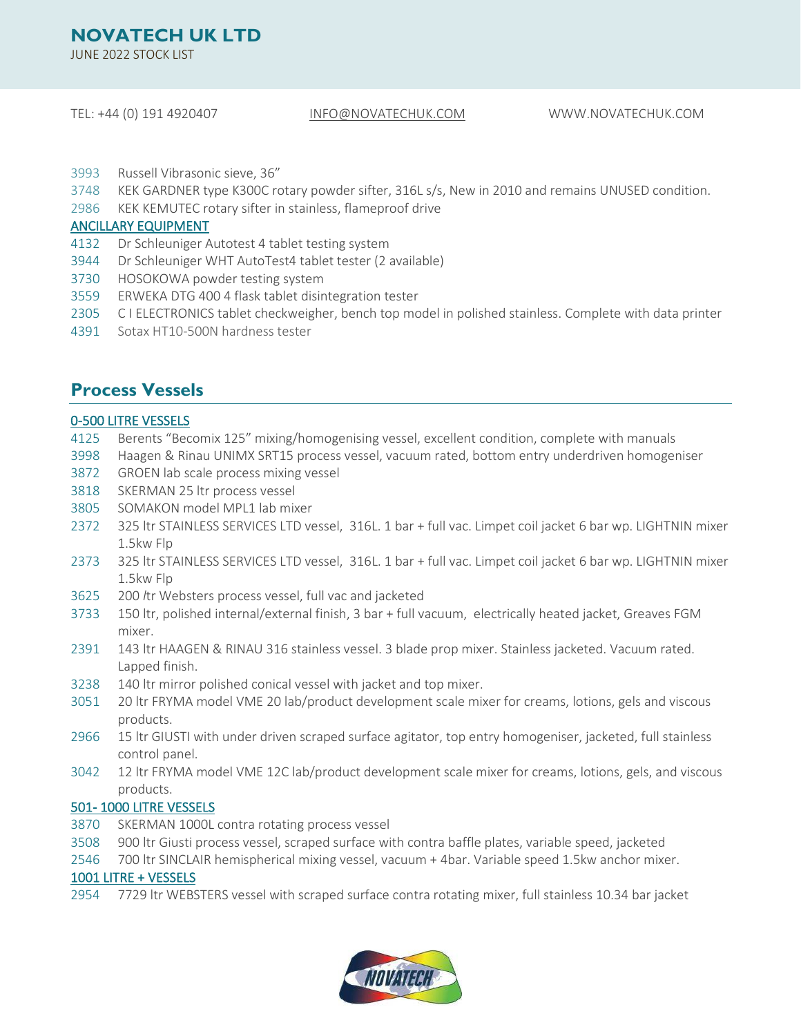3993 Russell Vibrasonic sieve, 36"
3748 KEK GARDNER type K300C rotary powder sifter, 316L s/s, New in 2010 and remains UNUSED condition.
2986 KEK KEMUTEC rotary sifter in stainless, flameproof drive

### ANCILLARY EQUIPMENT

4132 Dr Schleuniger Autotest 4 tablet testing system
3944 Dr Schleuniger WHT AutoTest4 tablet tester (2 available)
3730 HOSOKOWA powder testing system
3559 ERWEKA DTG 400 4 flask tablet disintegration tester
2305 C I ELECTRONICS tablet checkweigher, bench top model in polished stainless. Complete with data printer
4391 Sotax HT10-500N hardness tester

## Process Vessels

### 0-500 LITRE VESSELS

4125 Berents "Becomix 125" mixing/homogenising vessel, excellent condition, complete with manuals
3998 Haagen & Rinau UNIMX SRT15 process vessel, vacuum rated, bottom entry underdriven homogeniser
3872 GROEN lab scale process mixing vessel
3818 SKERMAN 25 ltr process vessel
3805 SOMAKON model MPL1 lab mixer
2372 325 ltr STAINLESS SERVICES LTD vessel, 316L. 1 bar + full vac. Limpet coil jacket 6 bar wp. LIGHTNIN mixer 1.5kw Flp
2373 325 ltr STAINLESS SERVICES LTD vessel, 316L. 1 bar + full vac. Limpet coil jacket 6 bar wp. LIGHTNIN mixer 1.5kw Flp
3625 200 /tr Websters process vessel, full vac and jacketed
3733 150 ltr, polished internal/external finish, 3 bar + full vacuum, electrically heated jacket, Greaves FGM mixer.
2391 143 ltr HAAGEN & RINAU 316 stainless vessel. 3 blade prop mixer. Stainless jacketed. Vacuum rated. Lapped finish.
3238 140 ltr mirror polished conical vessel with jacket and top mixer.
3051 20 ltr FRYMA model VME 20 lab/product development scale mixer for creams, lotions, gels and viscous products.
2966 15 ltr GIUSTI with under driven scraped surface agitator, top entry homogeniser, jacketed, full stainless control panel.
3042 12 ltr FRYMA model VME 12C lab/product development scale mixer for creams, lotions, gels, and viscous products.

### 501- 1000 LITRE VESSELS

3870 SKERMAN 1000L contra rotating process vessel
3508 900 ltr Giusti process vessel, scraped surface with contra baffle plates, variable speed, jacketed
2546 700 ltr SINCLAIR hemispherical mixing vessel, vacuum + 4bar. Variable speed 1.5kw anchor mixer.

### 1001 LITRE + VESSELS

2954 7729 ltr WEBSTERS vessel with scraped surface contra rotating mixer, full stainless 10.34 bar jacket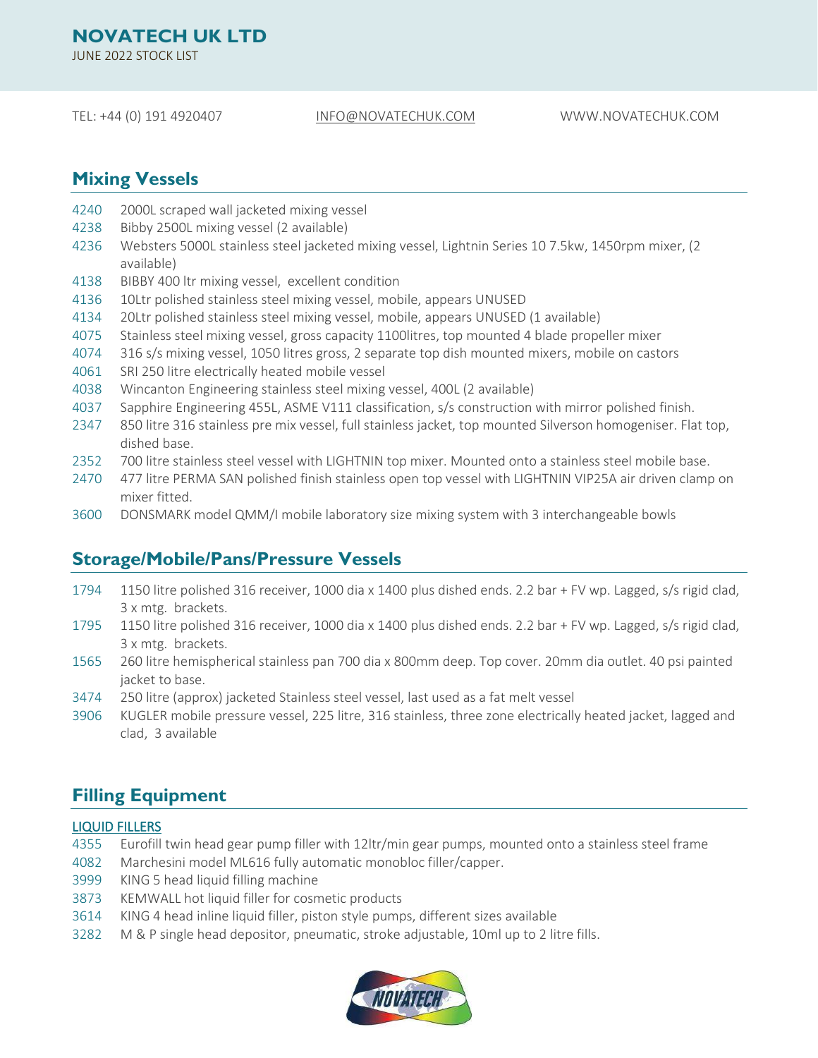# NOVATECH UK LTD

JUNE 2022 STOCK LIST

TEL: +44 (0) 191 4920407 INFO@NOVATECHUK.COM WWW.NOVATECHUK.COM

## Mixing Vessels

- 4240 2000L scraped wall jacketed mixing vessel
- 4238 Bibby 2500L mixing vessel (2 available)
- 4236 Websters 5000L stainless steel jacketed mixing vessel, Lightnin Series 10 7.5kw, 1450rpm mixer, (2 available)
- 4138 BIBBY 400 ltr mixing vessel, excellent condition
- 4136 10Ltr polished stainless steel mixing vessel, mobile, appears UNUSED
- 4134 20Ltr polished stainless steel mixing vessel, mobile, appears UNUSED (1 available)
- 4075 Stainless steel mixing vessel, gross capacity 1100litres, top mounted 4 blade propeller mixer
- 4074 316 s/s mixing vessel, 1050 litres gross, 2 separate top dish mounted mixers, mobile on castors
- 4061 SRI 250 litre electrically heated mobile vessel
- 4038 Wincanton Engineering stainless steel mixing vessel, 400L (2 available)
- 4037 Sapphire Engineering 455L, ASME V111 classification, s/s construction with mirror polished finish.
- 2347 850 litre 316 stainless pre mix vessel, full stainless jacket, top mounted Silverson homogeniser. Flat top, dished base.
- 2352 700 litre stainless steel vessel with LIGHTNIN top mixer. Mounted onto a stainless steel mobile base.
- 2470 477 litre PERMA SAN polished finish stainless open top vessel with LIGHTNIN VIP25A air driven clamp on mixer fitted.
- 3600 DONSMARK model QMM/I mobile laboratory size mixing system with 3 interchangeable bowls

## Storage/Mobile/Pans/Pressure Vessels

- 1794 1150 litre polished 316 receiver, 1000 dia x 1400 plus dished ends. 2.2 bar + FV wp. Lagged, s/s rigid clad, 3 x mtg. brackets.
- 1795 1150 litre polished 316 receiver, 1000 dia x 1400 plus dished ends. 2.2 bar + FV wp. Lagged, s/s rigid clad, 3 x mtg. brackets.
- 1565 260 litre hemispherical stainless pan 700 dia x 800mm deep. Top cover. 20mm dia outlet. 40 psi painted jacket to base.
- 3474 250 litre (approx) jacketed Stainless steel vessel, last used as a fat melt vessel
- 3906 KUGLER mobile pressure vessel, 225 litre, 316 stainless, three zone electrically heated jacket, lagged and clad, 3 available

## Filling Equipment

### LIQUID FILLERS

- 4355 Eurofill twin head gear pump filler with 12ltr/min gear pumps, mounted onto a stainless steel frame
- 4082 Marchesini model ML616 fully automatic monobloc filler/capper.
- 3999 KING 5 head liquid filling machine
- 3873 KEMWALL hot liquid filler for cosmetic products
- 3614 KING 4 head inline liquid filler, piston style pumps, different sizes available
- 3282 M & P single head depositor, pneumatic, stroke adjustable, 10ml up to 2 litre fills.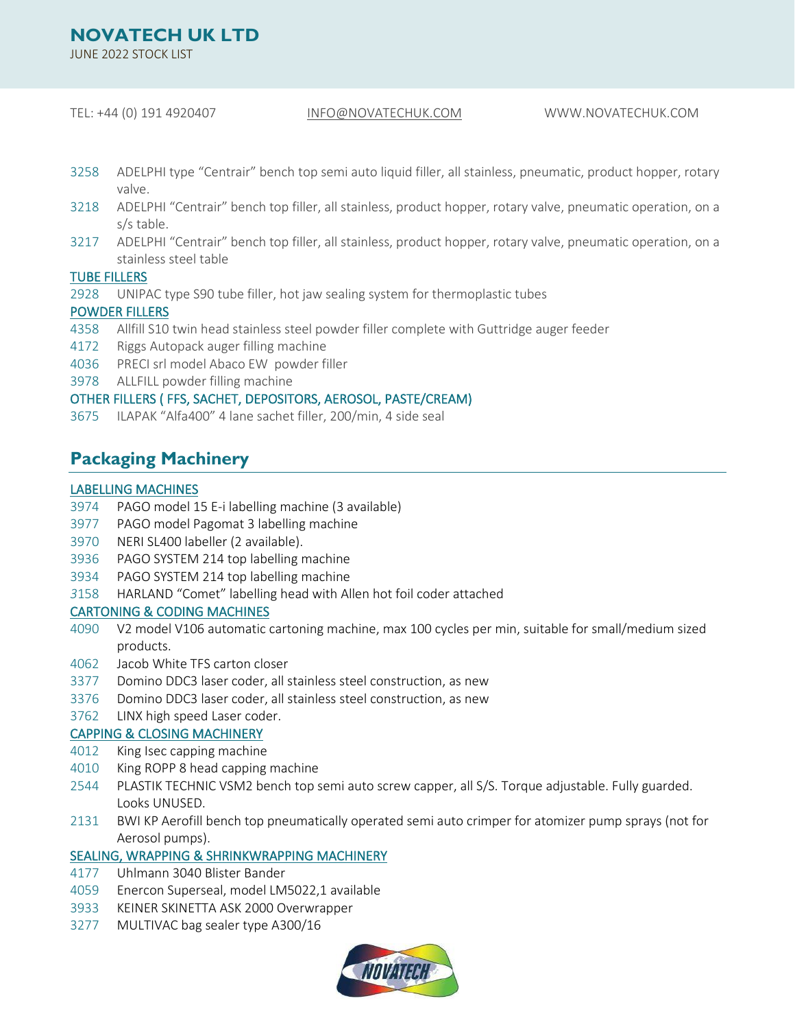3258 ADELPHI type "Centrair" bench top semi auto liquid filler, all stainless, pneumatic, product hopper, rotary valve.

3218 ADELPHI "Centrair" bench top filler, all stainless, product hopper, rotary valve, pneumatic operation, on a s/s table.

3217 ADELPHI "Centrair" bench top filler, all stainless, product hopper, rotary valve, pneumatic operation, on a stainless steel table

### TUBE FILLERS

2928 UNIPAC type S90 tube filler, hot jaw sealing system for thermoplastic tubes

### POWDER FILLERS

4358 Allfill S10 twin head stainless steel powder filler complete with Guttridge auger feeder

4172 Riggs Autopack auger filling machine

4036 PRECI srl model Abaco EW powder filler

3978 ALLFILL powder filling machine

### OTHER FILLERS ( FFS, SACHET, DEPOSITORS, AEROSOL, PASTE/CREAM)

3675 ILAPAK "Alfa400" 4 lane sachet filler, 200/min, 4 side seal

## Packaging Machinery

### LABELLING MACHINES

3974 PAGO model 15 E-i labelling machine (3 available)

3977 PAGO model Pagomat 3 labelling machine

3970 NERI SL400 labeller (2 available).

3936 PAGO SYSTEM 214 top labelling machine

3934 PAGO SYSTEM 214 top labelling machine

3158 HARLAND "Comet" labelling head with Allen hot foil coder attached

### CARTONING & CODING MACHINES

4090 V2 model V106 automatic cartoning machine, max 100 cycles per min, suitable for small/medium sized products.

4062 Jacob White TFS carton closer

3377 Domino DDC3 laser coder, all stainless steel construction, as new

3376 Domino DDC3 laser coder, all stainless steel construction, as new

3762 LINX high speed Laser coder.

### CAPPING & CLOSING MACHINERY

4012 King Isec capping machine

4010 King ROPP 8 head capping machine

2544 PLASTIK TECHNIC VSM2 bench top semi auto screw capper, all S/S. Torque adjustable. Fully guarded. Looks UNUSED.

2131 BWI KP Aerofill bench top pneumatically operated semi auto crimper for atomizer pump sprays (not for Aerosol pumps).

### SEALING, WRAPPING & SHRINKWRAPPING MACHINERY

4177 Uhlmann 3040 Blister Bander

4059 Enercon Superseal, model LM5022,1 available

3933 KEINER SKINETTA ASK 2000 Overwrapper

3277 MULTIVAC bag sealer type A300/16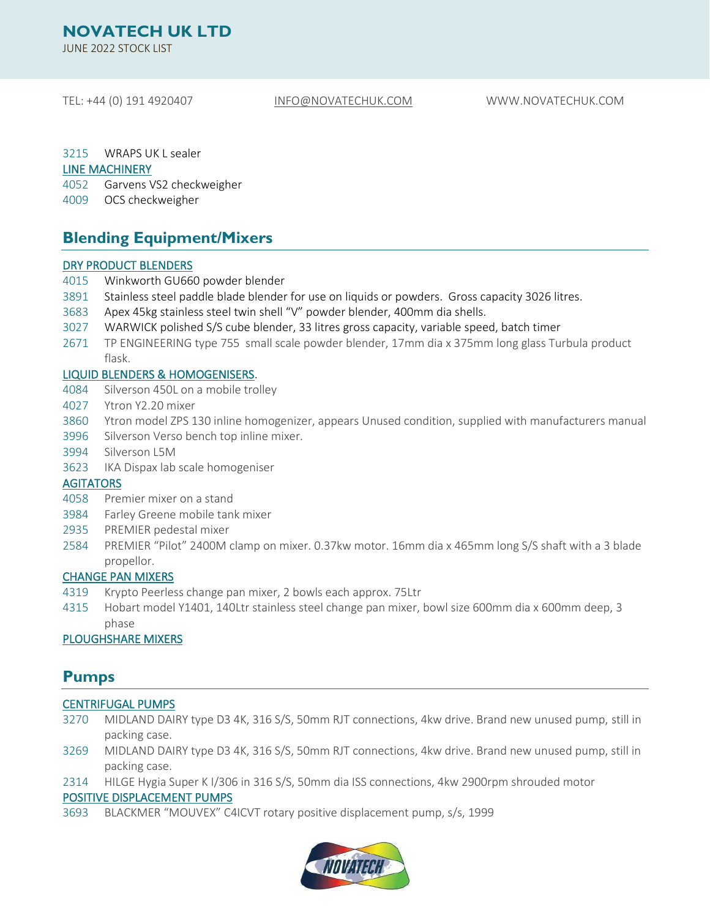3215 WRAPS UK L sealer

LINE MACHINERY

4052 Garvens VS2 checkweigher

4009 OCS checkweigher

## Blending Equipment/Mixers

DRY PRODUCT BLENDERS

4015 Winkworth GU660 powder blender

3891 Stainless steel paddle blade blender for use on liquids or powders. Gross capacity 3026 litres.

3683 Apex 45kg stainless steel twin shell "V" powder blender, 400mm dia shells.

3027 WARWICK polished S/S cube blender, 33 litres gross capacity, variable speed, batch timer

2671 TP ENGINEERING type 755 small scale powder blender, 17mm dia x 375mm long glass Turbula product flask.

LIQUID BLENDERS & HOMOGENISERS.

4084 Silverson 450L on a mobile trolley

4027 Ytron Y2.20 mixer

3860 Ytron model ZPS 130 inline homogenizer, appears Unused condition, supplied with manufacturers manual

3996 Silverson Verso bench top inline mixer.

3994 Silverson L5M

3623 IKA Dispax lab scale homogeniser

AGITATORS

4058 Premier mixer on a stand

3984 Farley Greene mobile tank mixer

2935 PREMIER pedestal mixer

2584 PREMIER "Pilot" 2400M clamp on mixer. 0.37kw motor. 16mm dia x 465mm long S/S shaft with a 3 blade propellor.

CHANGE PAN MIXERS

4319 Krypto Peerless change pan mixer, 2 bowls each approx. 75Ltr

4315 Hobart model Y1401, 140Ltr stainless steel change pan mixer, bowl size 600mm dia x 600mm deep, 3 phase

PLOUGHSHARE MIXERS

## Pumps

CENTRIFUGAL PUMPS

3270 MIDLAND DAIRY type D3 4K, 316 S/S, 50mm RJT connections, 4kw drive. Brand new unused pump, still in packing case.

3269 MIDLAND DAIRY type D3 4K, 316 S/S, 50mm RJT connections, 4kw drive. Brand new unused pump, still in packing case.

2314 HILGE Hygia Super K I/306 in 316 S/S, 50mm dia ISS connections, 4kw 2900rpm shrouded motor

POSITIVE DISPLACEMENT PUMPS

3693 BLACKMER "MOUVEX" C4ICVT rotary positive displacement pump, s/s, 1999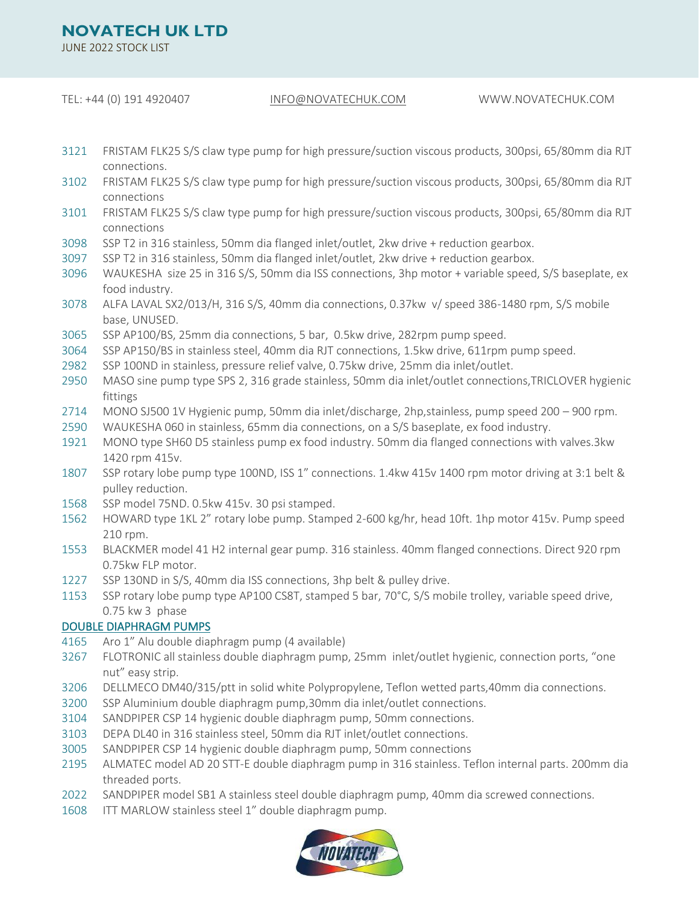3121 FRISTAM FLK25 S/S claw type pump for high pressure/suction viscous products, 300psi, 65/80mm dia RJT connections.

3102 FRISTAM FLK25 S/S claw type pump for high pressure/suction viscous products, 300psi, 65/80mm dia RJT connections

3101 FRISTAM FLK25 S/S claw type pump for high pressure/suction viscous products, 300psi, 65/80mm dia RJT connections

3098 SSP T2 in 316 stainless, 50mm dia flanged inlet/outlet, 2kw drive + reduction gearbox.

3097 SSP T2 in 316 stainless, 50mm dia flanged inlet/outlet, 2kw drive + reduction gearbox.

3096 WAUKESHA size 25 in 316 S/S, 50mm dia ISS connections, 3hp motor + variable speed, S/S baseplate, ex food industry.

3078 ALFA LAVAL SX2/013/H, 316 S/S, 40mm dia connections, 0.37kw v/ speed 386-1480 rpm, S/S mobile base, UNUSED.

3065 SSP AP100/BS, 25mm dia connections, 5 bar, 0.5kw drive, 282rpm pump speed.

3064 SSP AP150/BS in stainless steel, 40mm dia RJT connections, 1.5kw drive, 611rpm pump speed.

2982 SSP 100ND in stainless, pressure relief valve, 0.75kw drive, 25mm dia inlet/outlet.

2950 MASO sine pump type SPS 2, 316 grade stainless, 50mm dia inlet/outlet connections,TRICLOVER hygienic fittings

2714 MONO SJ500 1V Hygienic pump, 50mm dia inlet/discharge, 2hp,stainless, pump speed 200 – 900 rpm.

2590 WAUKESHA 060 in stainless, 65mm dia connections, on a S/S baseplate, ex food industry.

1921 MONO type SH60 D5 stainless pump ex food industry. 50mm dia flanged connections with valves.3kw 1420 rpm 415v.

1807 SSP rotary lobe pump type 100ND, ISS 1" connections. 1.4kw 415v 1400 rpm motor driving at 3:1 belt & pulley reduction.

1568 SSP model 75ND. 0.5kw 415v. 30 psi stamped.

1562 HOWARD type 1KL 2" rotary lobe pump. Stamped 2-600 kg/hr, head 10ft. 1hp motor 415v. Pump speed 210 rpm.

1553 BLACKMER model 41 H2 internal gear pump. 316 stainless. 40mm flanged connections. Direct 920 rpm 0.75kw FLP motor.

1227 SSP 130ND in S/S, 40mm dia ISS connections, 3hp belt & pulley drive.

1153 SSP rotary lobe pump type AP100 CS8T, stamped 5 bar, 70°C, S/S mobile trolley, variable speed drive, 0.75 kw 3 phase

## DOUBLE DIAPHRAGM PUMPS

4165 Aro 1" Alu double diaphragm pump (4 available)

3267 FLOTRONIC all stainless double diaphragm pump, 25mm inlet/outlet hygienic, connection ports, "one nut" easy strip.

3206 DELLMECO DM40/315/ptt in solid white Polypropylene, Teflon wetted parts,40mm dia connections.

3200 SSP Aluminium double diaphragm pump,30mm dia inlet/outlet connections.

3104 SANDPIPER CSP 14 hygienic double diaphragm pump, 50mm connections.

3103 DEPA DL40 in 316 stainless steel, 50mm dia RJT inlet/outlet connections.

3005 SANDPIPER CSP 14 hygienic double diaphragm pump, 50mm connections

2195 ALMATEC model AD 20 STT-E double diaphragm pump in 316 stainless. Teflon internal parts. 200mm dia threaded ports.

2022 SANDPIPER model SB1 A stainless steel double diaphragm pump, 40mm dia screwed connections.

1608 ITT MARLOW stainless steel 1" double diaphragm pump.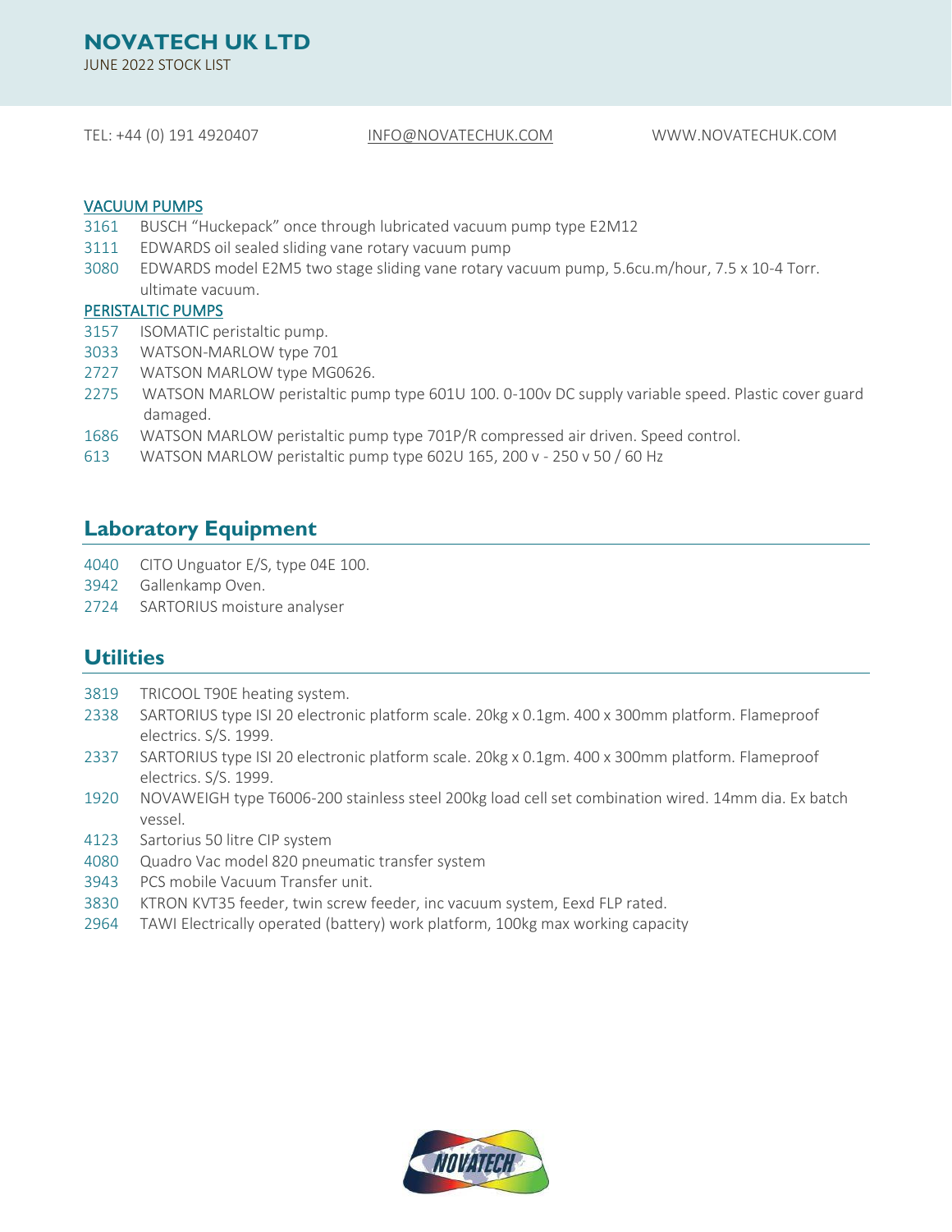# NOVATECH UK LTD

JUNE 2022 STOCK LIST

TEL: +44 (0) 191 4920407 INFO@NOVATECHUK.COM WWW.NOVATECHUK.COM

### VACUUM PUMPS

- 3161 BUSCH "Huckepack" once through lubricated vacuum pump type E2M12
- 3111 EDWARDS oil sealed sliding vane rotary vacuum pump
- 3080 EDWARDS model E2M5 two stage sliding vane rotary vacuum pump, 5.6cu.m/hour, 7.5 x 10-4 Torr. ultimate vacuum.

### PERISTALTIC PUMPS

- 3157 ISOMATIC peristaltic pump.
- 3033 WATSON-MARLOW type 701
- 2727 WATSON MARLOW type MG0626.
- 2275 WATSON MARLOW peristaltic pump type 601U 100. 0-100v DC supply variable speed. Plastic cover guard damaged.
- 1686 WATSON MARLOW peristaltic pump type 701P/R compressed air driven. Speed control.
- 613 WATSON MARLOW peristaltic pump type 602U 165, 200 v - 250 v 50 / 60 Hz

## Laboratory Equipment

- 4040 CITO Unguator E/S, type 04E 100.
- 3942 Gallenkamp Oven.
- 2724 SARTORIUS moisture analyser

## Utilities

- 3819 TRICOOL T90E heating system.
- 2338 SARTORIUS type ISI 20 electronic platform scale. 20kg x 0.1gm. 400 x 300mm platform. Flameproof electrics. S/S. 1999.
- 2337 SARTORIUS type ISI 20 electronic platform scale. 20kg x 0.1gm. 400 x 300mm platform. Flameproof electrics. S/S. 1999.
- 1920 NOVAWEIGH type T6006-200 stainless steel 200kg load cell set combination wired. 14mm dia. Ex batch vessel.
- 4123 Sartorius 50 litre CIP system
- 4080 Quadro Vac model 820 pneumatic transfer system
- 3943 PCS mobile Vacuum Transfer unit.
- 3830 KTRON KVT35 feeder, twin screw feeder, inc vacuum system, Eexd FLP rated.
- 2964 TAWI Electrically operated (battery) work platform, 100kg max working capacity